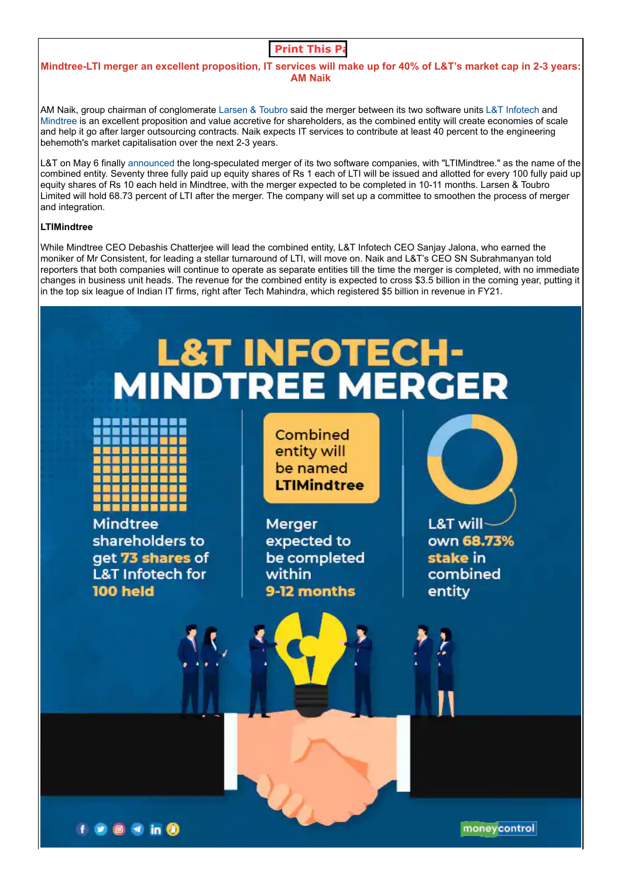Print This Pa

# Mindtree-LTI merger an excellent proposition, IT services will make up for 40% of L&T's market cap in 2-3 years: AM Naik

AM Naik, group chairman of conglomerate Larsen & Toubro said the merger between its two software units L&T Infotech and Mindtree is an excellent proposition and value accretive for shareholders, as the combined entity will create economies of scale and help it go after larger outsourcing contracts. Naik expects IT services to contribute at least 40 percent to the engineering behemoth's market capitalisation over the next 2-3 years.

L&T on May 6 finally announced the long-speculated merger of its two software companies, with "LTIMindtree." as the name of the combined entity. Seventy three fully paid up equity shares of Rs 1 each of LTI will be issued and allotted for every 100 fully paid up equity shares of Rs 10 each held in Mindtree, with the merger expected to be completed in 10-11 months. Larsen & Toubro Limited will hold 68.73 percent of LTI after the merger. The company will set up a committee to smoothen the process of merger and integration.

**LTIMindtree**

While Mindtree CEO Debashis Chatterjee will lead the combined entity, L&T Infotech CEO Sanjay Jalona, who earned the moniker of Mr Consistent, for leading a stellar turnaround of LTI, will move on. Naik and L&T's CEO SN Subrahmanyan told reporters that both companies will continue to operate as separate entities till the time the merger is completed, with no immediate changes in business unit heads. The revenue for the combined entity is expected to cross $3.5 billion in the coming year, putting it in the top six league of Indian IT firms, right after Tech Mahindra, which registered $5 billion in revenue in FY21.

L&T INFOTECH-
MINDTREE MERGER

Mindtree shareholders to get 73 shares of L&T Infotech for 100 held

Combined entity will be named LTIMindtree

Merger expected to be completed within 9-12 months

L&T will own 68.73% stake in combined entity

moneycontrol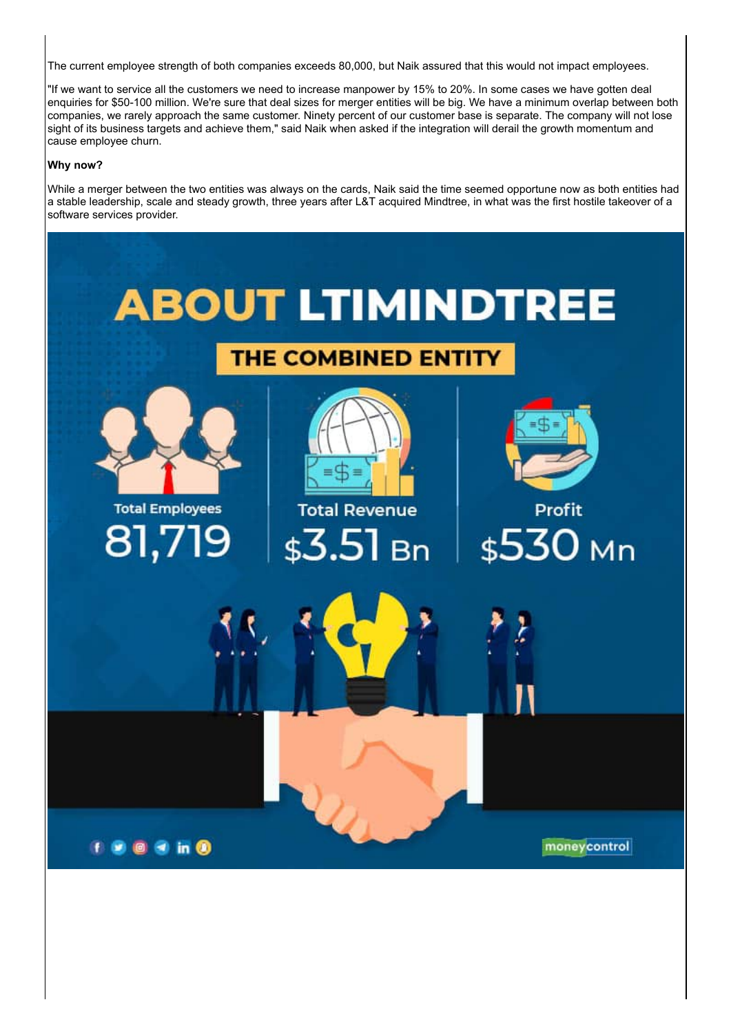The current employee strength of both companies exceeds 80,000, but Naik assured that this would not impact employees.

"If we want to service all the customers we need to increase manpower by 15% to 20%. In some cases we have gotten deal enquiries for $50-100 million. We're sure that deal sizes for merger entities will be big. We have a minimum overlap between both companies, we rarely approach the same customer. Ninety percent of our customer base is separate. The company will not lose sight of its business targets and achieve them," said Naik when asked if the integration will derail the growth momentum and cause employee churn.

**Why now?**

While a merger between the two entities was always on the cards, Naik said the time seemed opportune now as both entities had a stable leadership, scale and steady growth, three years after L&T acquired Mindtree, in what was the first hostile takeover of a software services provider.

ABOUT LTIMINDTREE

THE COMBINED ENTITY

Total Employees
81,719

Total Revenue
$3.51 Bn

Profit
$530 Mn

moneycontrol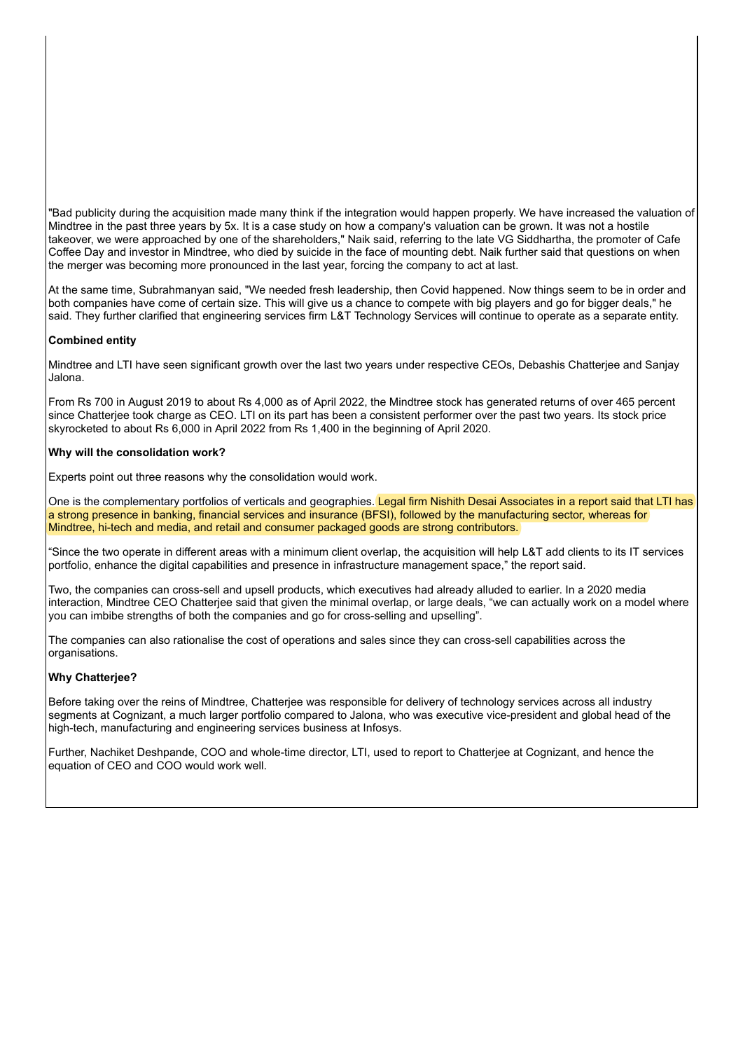"Bad publicity during the acquisition made many think if the integration would happen properly. We have increased the valuation of Mindtree in the past three years by 5x. It is a case study on how a company's valuation can be grown. It was not a hostile takeover, we were approached by one of the shareholders," Naik said, referring to the late VG Siddhartha, the promoter of Cafe Coffee Day and investor in Mindtree, who died by suicide in the face of mounting debt. Naik further said that questions on when the merger was becoming more pronounced in the last year, forcing the company to act at last.

At the same time, Subrahmanyan said, "We needed fresh leadership, then Covid happened. Now things seem to be in order and both companies have come of certain size. This will give us a chance to compete with big players and go for bigger deals," he said. They further clarified that engineering services firm L&T Technology Services will continue to operate as a separate entity.

**Combined entity**

Mindtree and LTI have seen significant growth over the last two years under respective CEOs, Debashis Chatterjee and Sanjay Jalona.

From Rs 700 in August 2019 to about Rs 4,000 as of April 2022, the Mindtree stock has generated returns of over 465 percent since Chatterjee took charge as CEO. LTI on its part has been a consistent performer over the past two years. Its stock price skyrocketed to about Rs 6,000 in April 2022 from Rs 1,400 in the beginning of April 2020.

**Why will the consolidation work?**

Experts point out three reasons why the consolidation would work.

One is the complementary portfolios of verticals and geographies. Legal firm Nishith Desai Associates in a report said that LTI has a strong presence in banking, financial services and insurance (BFSI), followed by the manufacturing sector, whereas for Mindtree, hi-tech and media, and retail and consumer packaged goods are strong contributors.

"Since the two operate in different areas with a minimum client overlap, the acquisition will help L&T add clients to its IT services portfolio, enhance the digital capabilities and presence in infrastructure management space," the report said.

Two, the companies can cross-sell and upsell products, which executives had already alluded to earlier. In a 2020 media interaction, Mindtree CEO Chatterjee said that given the minimal overlap, or large deals, "we can actually work on a model where you can imbibe strengths of both the companies and go for cross-selling and upselling".

The companies can also rationalise the cost of operations and sales since they can cross-sell capabilities across the organisations.

**Why Chatterjee?**

Before taking over the reins of Mindtree, Chatterjee was responsible for delivery of technology services across all industry segments at Cognizant, a much larger portfolio compared to Jalona, who was executive vice-president and global head of the high-tech, manufacturing and engineering services business at Infosys.

Further, Nachiket Deshpande, COO and whole-time director, LTI, used to report to Chatterjee at Cognizant, and hence the equation of CEO and COO would work well.